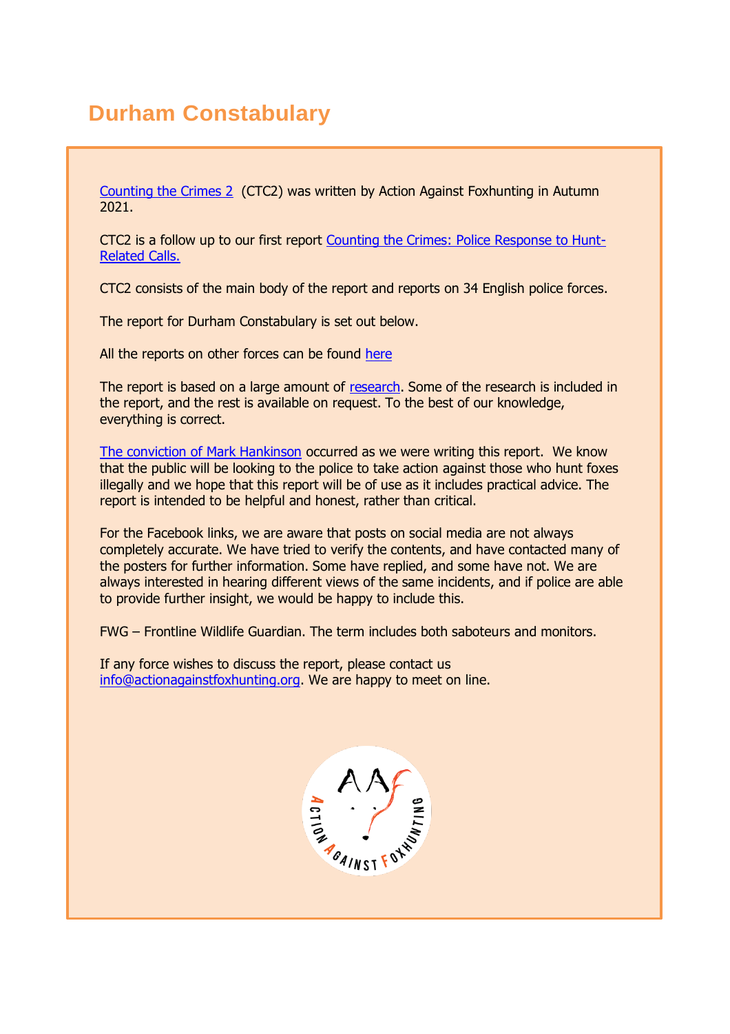# Durham Constabulary

Counting the Crimes 2 (CTC2) was written by Action Against Foxhunting in Autumn 2021.

CTC2 is a follow up to our first report Counting the Crimes: Police Response to Hunt-Related Calls.

CTC2 consists of the main body of the report and reports on 34 English police forces.

The report for Durham Constabulary is set out below.

All the reports on other forces can be found here

The report is based on a large amount of research. Some of the research is included in the report, and the rest is available on request. To the best of our knowledge, everything is correct.

The conviction of Mark Hankinson occurred as we were writing this report. We know that the public will be looking to the police to take action against those who hunt foxes illegally and we hope that this report will be of use as it includes practical advice. The report is intended to be helpful and honest, rather than critical.

For the Facebook links, we are aware that posts on social media are not always completely accurate. We have tried to verify the contents, and have contacted many of the posters for further information. Some have replied, and some have not. We are always interested in hearing different views of the same incidents, and if police are able to provide further insight, we would be happy to include this.

FWG – Frontline Wildlife Guardian. The term includes both saboteurs and monitors.

If any force wishes to discuss the report, please contact us info@actionagainstfoxhunting.org. We are happy to meet on line.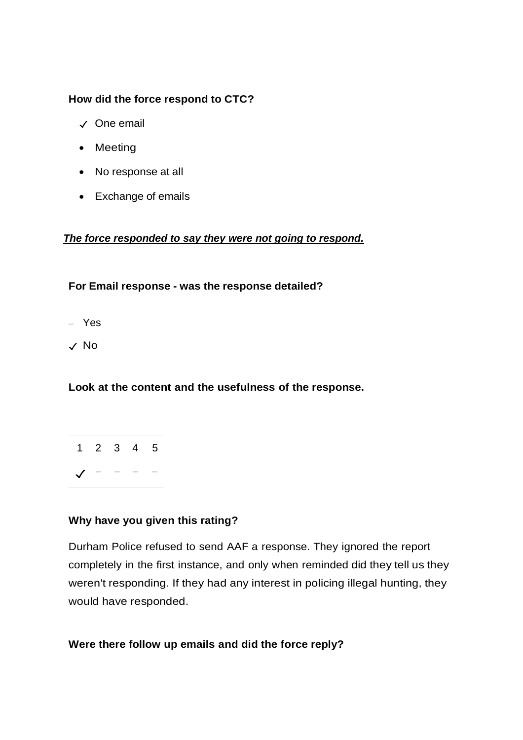**How did the force respond to CTC?**

- ✓ One email
- Meeting
- No response at all
- Exchange of emails

***The force responded to say they were not going to respond.***

**For Email response - was the response detailed?**

- – Yes
- ✓ No

**Look at the content and the usefulness of the response.**

| 1 | 2 | 3 | 4 | 5 |
|---|---|---|---|---|
| ✓ | – | – | – | – |

**Why have you given this rating?**

Durham Police refused to send AAF a response. They ignored the report completely in the first instance, and only when reminded did they tell us they weren't responding. If they had any interest in policing illegal hunting, they would have responded.

**Were there follow up emails and did the force reply?**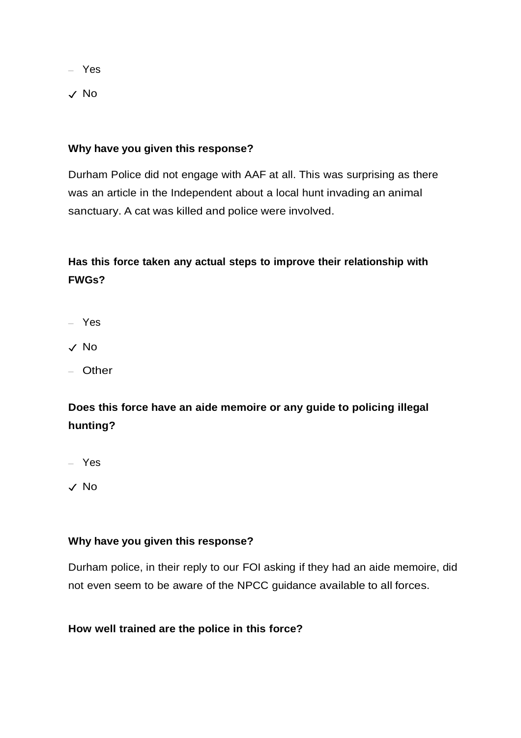– Yes

✓ No

**Why have you given this response?**

Durham Police did not engage with AAF at all. This was surprising as there was an article in the Independent about a local hunt invading an animal sanctuary. A cat was killed and police were involved.

**Has this force taken any actual steps to improve their relationship with FWGs?**

– Yes

✓ No

– Other

**Does this force have an aide memoire or any guide to policing illegal hunting?**

– Yes

✓ No

**Why have you given this response?**

Durham police, in their reply to our FOI asking if they had an aide memoire, did not even seem to be aware of the NPCC guidance available to all forces.

**How well trained are the police in this force?**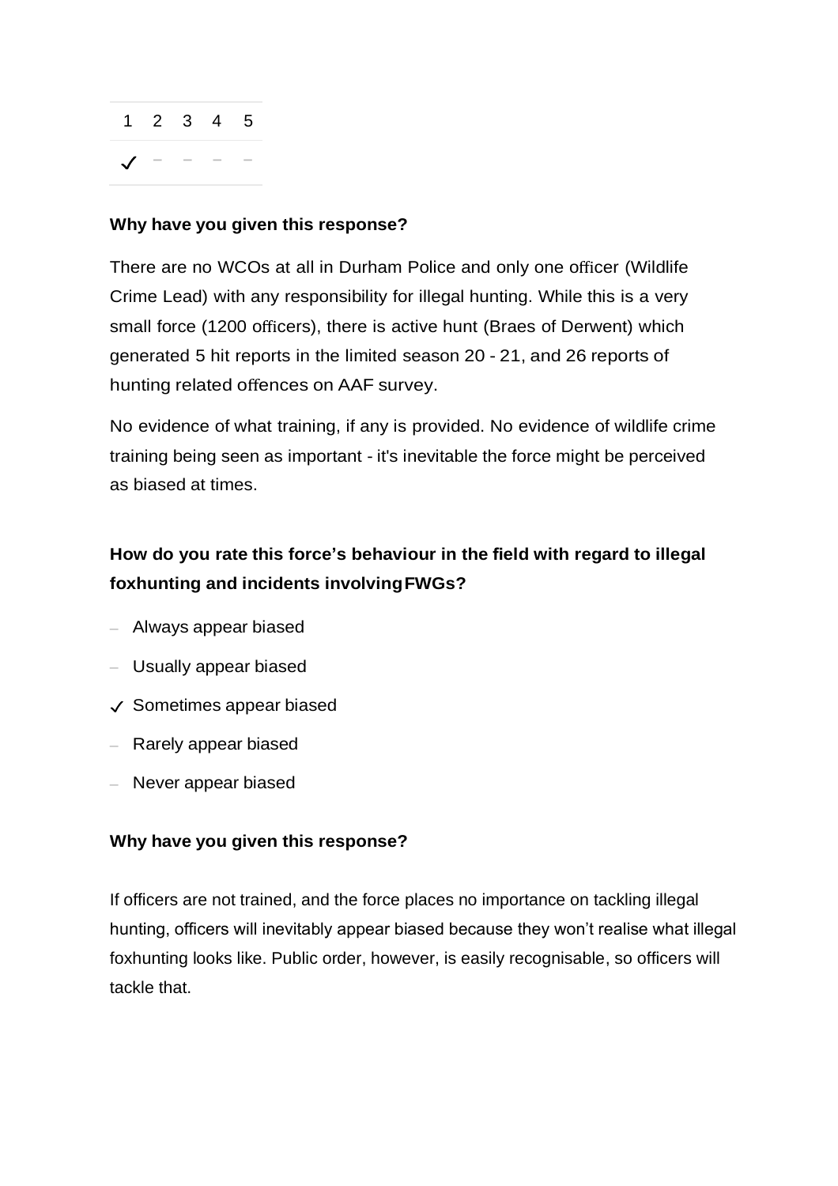| 1 | 2 | 3 | 4 | 5 |
|---|---|---|---|---|
| ✓ | – | – | – | – |

**Why have you given this response?**

There are no WCOs at all in Durham Police and only one officer (Wildlife Crime Lead) with any responsibility for illegal hunting. While this is a very small force (1200 officers), there is active hunt (Braes of Derwent) which generated 5 hit reports in the limited season 20 - 21, and 26 reports of hunting related offences on AAF survey.

No evidence of what training, if any is provided. No evidence of wildlife crime training being seen as important - it's inevitable the force might be perceived as biased at times.

**How do you rate this force's behaviour in the field with regard to illegal foxhunting and incidents involving FWGs?**

– Always appear biased

– Usually appear biased

✓ Sometimes appear biased

– Rarely appear biased

– Never appear biased

**Why have you given this response?**

If officers are not trained, and the force places no importance on tackling illegal hunting, officers will inevitably appear biased because they won't realise what illegal foxhunting looks like. Public order, however, is easily recognisable, so officers will tackle that.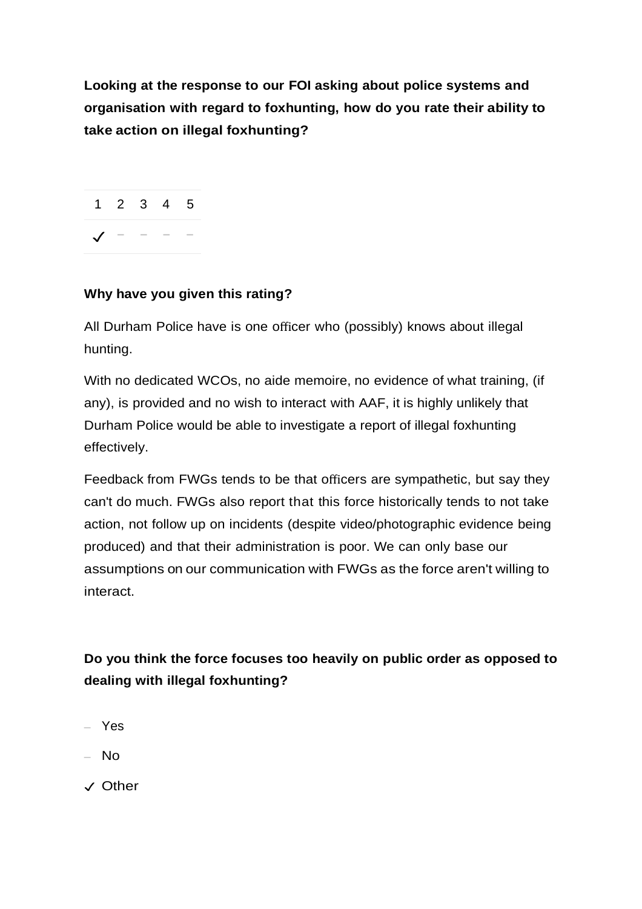**Looking at the response to our FOI asking about police systems and organisation with regard to foxhunting, how do you rate their ability to take action on illegal foxhunting?**

| 1 | 2 | 3 | 4 | 5 |
|---|---|---|---|---|
| ✓ | – | – | – | – |

**Why have you given this rating?**

All Durham Police have is one officer who (possibly) knows about illegal hunting.

With no dedicated WCOs, no aide memoire, no evidence of what training, (if any), is provided and no wish to interact with AAF, it is highly unlikely that Durham Police would be able to investigate a report of illegal foxhunting effectively.

Feedback from FWGs tends to be that officers are sympathetic, but say they can't do much. FWGs also report that this force historically tends to not take action, not follow up on incidents (despite video/photographic evidence being produced) and that their administration is poor. We can only base our assumptions on our communication with FWGs as the force aren't willing to interact.

**Do you think the force focuses too heavily on public order as opposed to dealing with illegal foxhunting?**

– Yes

– No

✓ Other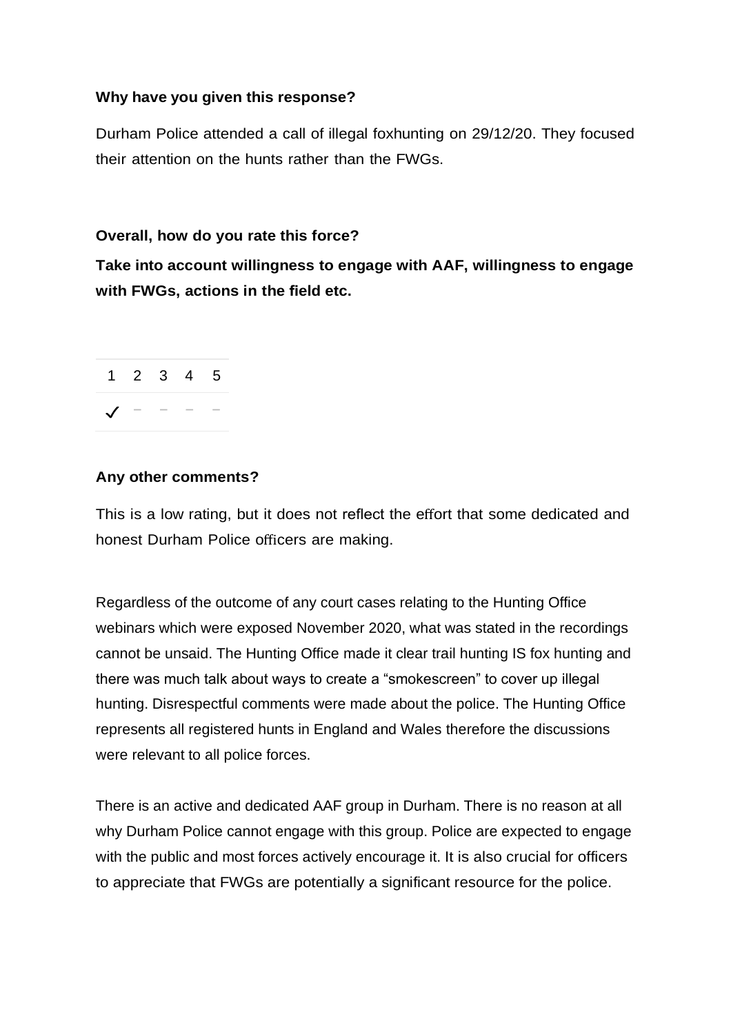**Why have you given this response?**

Durham Police attended a call of illegal foxhunting on 29/12/20. They focused their attention on the hunts rather than the FWGs.

**Overall, how do you rate this force?**

**Take into account willingness to engage with AAF, willingness to engage with FWGs, actions in the field etc.**

| 1 | 2 | 3 | 4 | 5 |
|---|---|---|---|---|
| ✓ | – | – | – | – |

**Any other comments?**

This is a low rating, but it does not reflect the effort that some dedicated and honest Durham Police officers are making.

Regardless of the outcome of any court cases relating to the Hunting Office webinars which were exposed November 2020, what was stated in the recordings cannot be unsaid. The Hunting Office made it clear trail hunting IS fox hunting and there was much talk about ways to create a "smokescreen" to cover up illegal hunting. Disrespectful comments were made about the police. The Hunting Office represents all registered hunts in England and Wales therefore the discussions were relevant to all police forces.

There is an active and dedicated AAF group in Durham. There is no reason at all why Durham Police cannot engage with this group. Police are expected to engage with the public and most forces actively encourage it. It is also crucial for officers to appreciate that FWGs are potentially a significant resource for the police.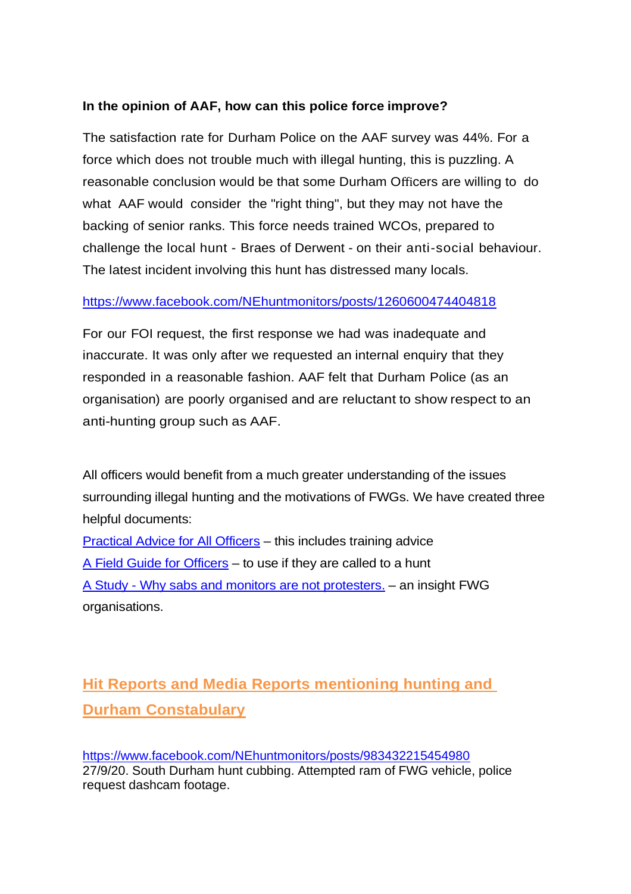**In the opinion of AAF, how can this police force improve?**

The satisfaction rate for Durham Police on the AAF survey was 44%. For a force which does not trouble much with illegal hunting, this is puzzling. A reasonable conclusion would be that some Durham Officers are willing to do what AAF would consider the "right thing", but they may not have the backing of senior ranks. This force needs trained WCOs, prepared to challenge the local hunt - Braes of Derwent - on their anti-social behaviour. The latest incident involving this hunt has distressed many locals.

https://www.facebook.com/NEhuntmonitors/posts/1260600474404818

For our FOI request, the first response we had was inadequate and inaccurate. It was only after we requested an internal enquiry that they responded in a reasonable fashion. AAF felt that Durham Police (as an organisation) are poorly organised and are reluctant to show respect to an anti-hunting group such as AAF.

All officers would benefit from a much greater understanding of the issues surrounding illegal hunting and the motivations of FWGs. We have created three helpful documents:

Practical Advice for All Officers – this includes training advice
A Field Guide for Officers – to use if they are called to a hunt
A Study - Why sabs and monitors are not protesters. – an insight FWG organisations.

## Hit Reports and Media Reports mentioning hunting and Durham Constabulary

https://www.facebook.com/NEhuntmonitors/posts/983432215454980
27/9/20. South Durham hunt cubbing. Attempted ram of FWG vehicle, police request dashcam footage.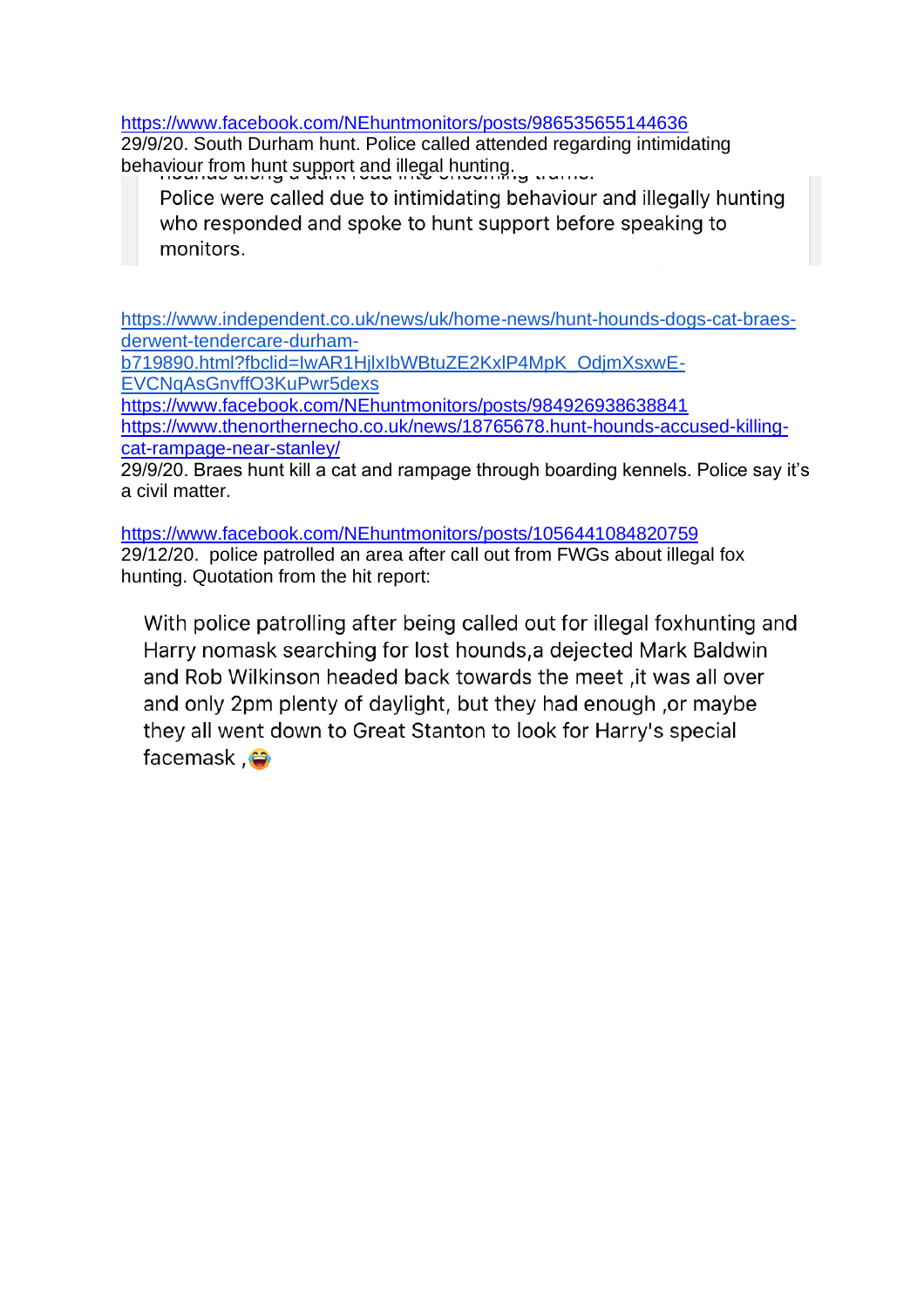https://www.facebook.com/NEhuntmonitors/posts/986535655144636
29/9/20. South Durham hunt. Police called attended regarding intimidating behaviour from hunt support and illegal hunting.

> Police were called due to intimidating behaviour and illegally hunting who responded and spoke to hunt support before speaking to monitors.

https://www.independent.co.uk/news/uk/home-news/hunt-hounds-dogs-cat-braes-derwent-tendercare-durham-b719890.html?fbclid=IwAR1HjlxIbWBtuZE2KxlP4MpK_OdjmXsxwE-EVCNqAsGnvffO3KuPwr5dexs
https://www.facebook.com/NEhuntmonitors/posts/984926938638841
https://www.thenorthernecho.co.uk/news/18765678.hunt-hounds-accused-killing-cat-rampage-near-stanley/
29/9/20. Braes hunt kill a cat and rampage through boarding kennels. Police say it's a civil matter.

https://www.facebook.com/NEhuntmonitors/posts/1056441084820759
29/12/20. police patrolled an area after call out from FWGs about illegal fox hunting. Quotation from the hit report:

> With police patrolling after being called out for illegal foxhunting and Harry nomask searching for lost hounds,a dejected Mark Baldwin and Rob Wilkinson headed back towards the meet ,it was all over and only 2pm plenty of daylight, but they had enough ,or maybe they all went down to Great Stanton to look for Harry's special facemask ,😂